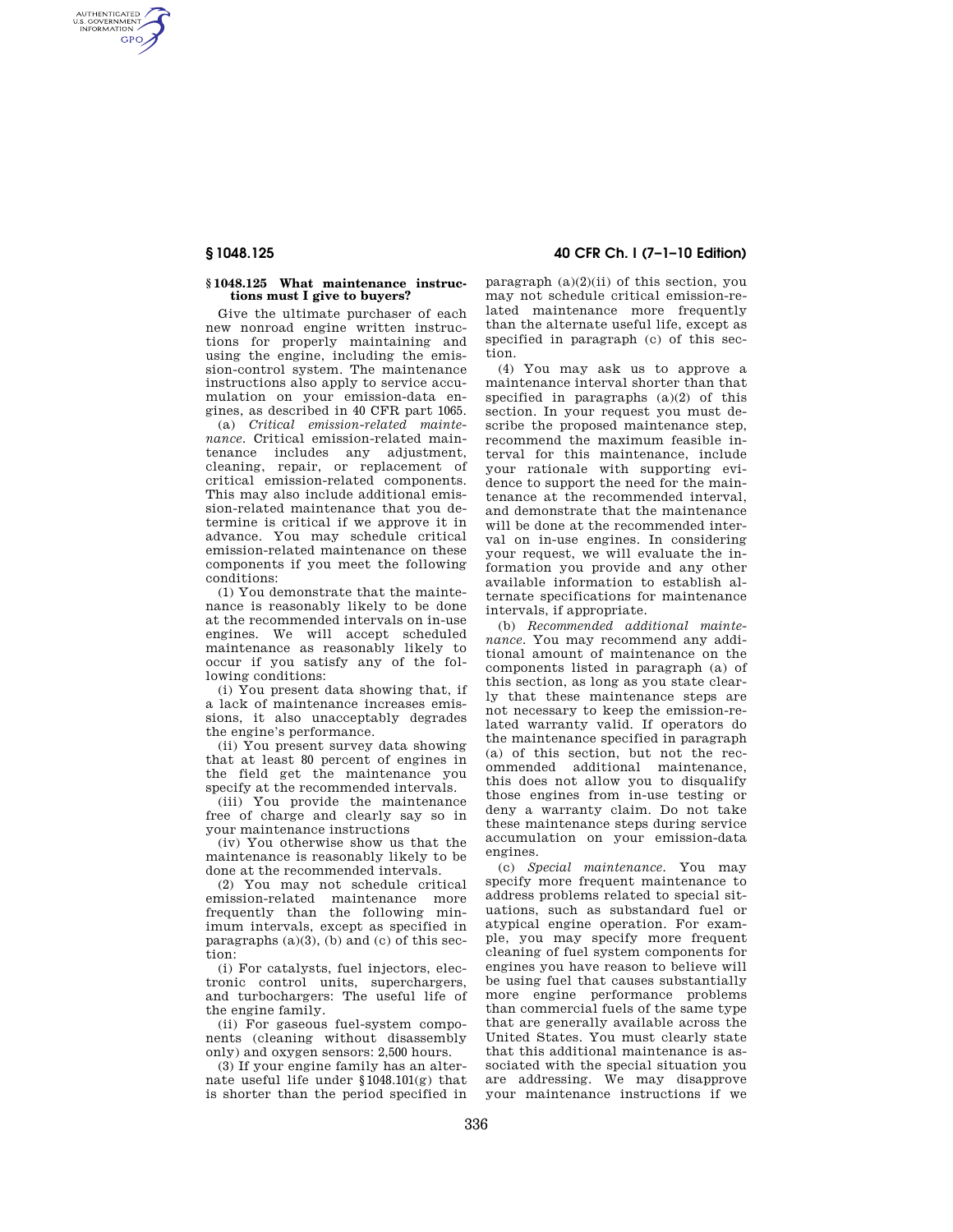## § 1048.125 What maintenance instructions must I give to buyers?

Give the ultimate purchaser of each new nonroad engine written instructions for properly maintaining and using the engine, including the emission-control system. The maintenance instructions also apply to service accumulation on your emission-data engines, as described in 40 CFR part 1065.

(a) *Critical emission-related maintenance.* Critical emission-related maintenance includes any adjustment, cleaning, repair, or replacement of critical emission-related components. This may also include additional emission-related maintenance that you determine is critical if we approve it in advance. You may schedule critical emission-related maintenance on these components if you meet the following conditions:

(1) You demonstrate that the maintenance is reasonably likely to be done at the recommended intervals on in-use engines. We will accept scheduled maintenance as reasonably likely to occur if you satisfy any of the following conditions:

(i) You present data showing that, if a lack of maintenance increases emissions, it also unacceptably degrades the engine's performance.

(ii) You present survey data showing that at least 80 percent of engines in the field get the maintenance you specify at the recommended intervals.

(iii) You provide the maintenance free of charge and clearly say so in your maintenance instructions

(iv) You otherwise show us that the maintenance is reasonably likely to be done at the recommended intervals.

(2) You may not schedule critical emission-related maintenance more frequently than the following minimum intervals, except as specified in paragraphs (a)(3), (b) and (c) of this section:

(i) For catalysts, fuel injectors, electronic control units, superchargers, and turbochargers: The useful life of the engine family.

(ii) For gaseous fuel-system components (cleaning without disassembly only) and oxygen sensors: 2,500 hours.

(3) If your engine family has an alternate useful life under §1048.101(g) that is shorter than the period specified in paragraph (a)(2)(ii) of this section, you may not schedule critical emission-related maintenance more frequently than the alternate useful life, except as specified in paragraph (c) of this section.

(4) You may ask us to approve a maintenance interval shorter than that specified in paragraphs (a)(2) of this section. In your request you must describe the proposed maintenance step, recommend the maximum feasible interval for this maintenance, include your rationale with supporting evidence to support the need for the maintenance at the recommended interval, and demonstrate that the maintenance will be done at the recommended interval on in-use engines. In considering your request, we will evaluate the information you provide and any other available information to establish alternate specifications for maintenance intervals, if appropriate.

(b) *Recommended additional maintenance.* You may recommend any additional amount of maintenance on the components listed in paragraph (a) of this section, as long as you state clearly that these maintenance steps are not necessary to keep the emission-related warranty valid. If operators do the maintenance specified in paragraph (a) of this section, but not the recommended additional maintenance, this does not allow you to disqualify those engines from in-use testing or deny a warranty claim. Do not take these maintenance steps during service accumulation on your emission-data engines.

(c) *Special maintenance.* You may specify more frequent maintenance to address problems related to special situations, such as substandard fuel or atypical engine operation. For example, you may specify more frequent cleaning of fuel system components for engines you have reason to believe will be using fuel that causes substantially more engine performance problems than commercial fuels of the same type that are generally available across the United States. You must clearly state that this additional maintenance is associated with the special situation you are addressing. We may disapprove your maintenance instructions if we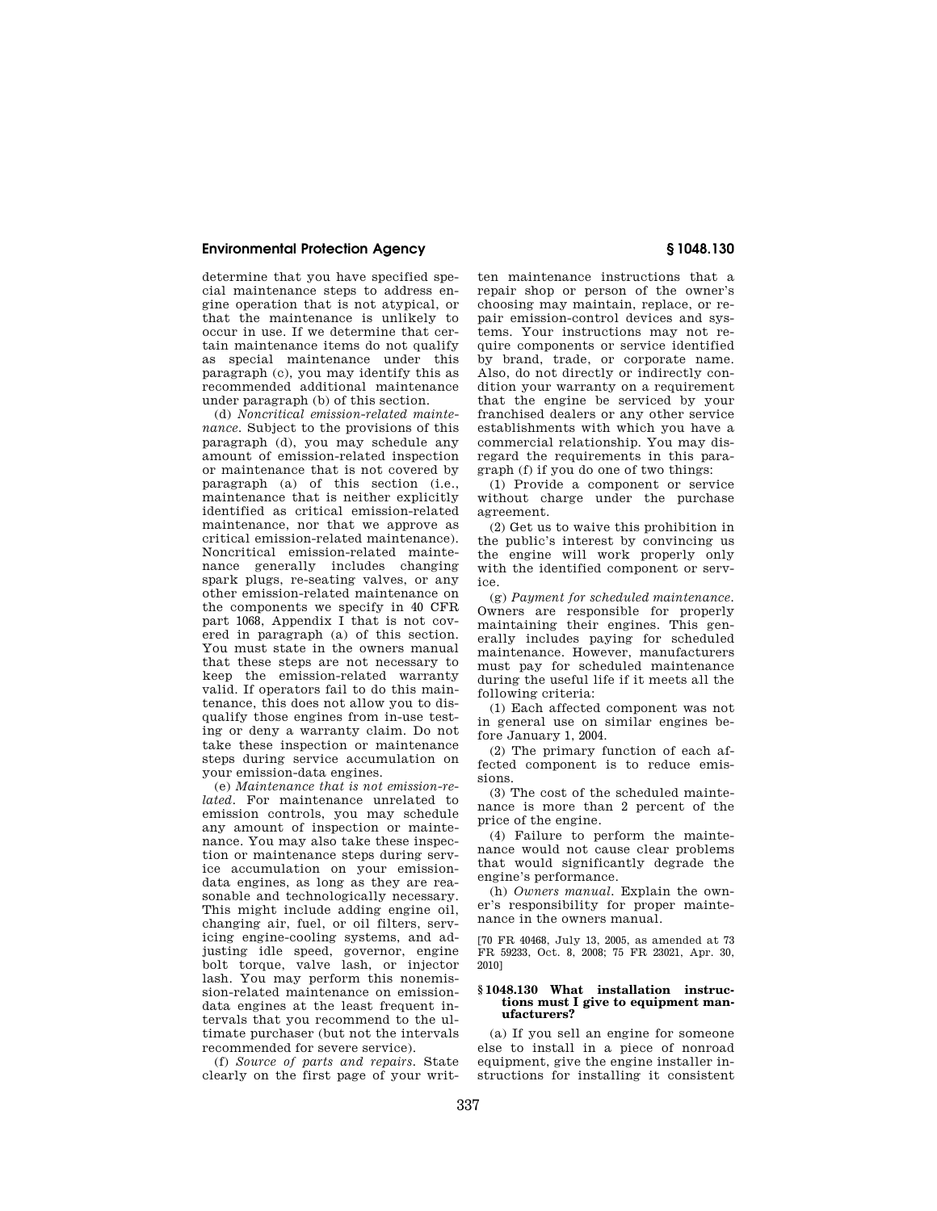determine that you have specified special maintenance steps to address engine operation that is not atypical, or that the maintenance is unlikely to occur in use. If we determine that certain maintenance items do not qualify as special maintenance under this paragraph (c), you may identify this as recommended additional maintenance under paragraph (b) of this section.

(d) *Noncritical emission-related maintenance.* Subject to the provisions of this paragraph (d), you may schedule any amount of emission-related inspection or maintenance that is not covered by paragraph (a) of this section (i.e., maintenance that is neither explicitly identified as critical emission-related maintenance, nor that we approve as critical emission-related maintenance). Noncritical emission-related maintenance generally includes changing spark plugs, re-seating valves, or any other emission-related maintenance on the components we specify in 40 CFR part 1068, Appendix I that is not covered in paragraph (a) of this section. You must state in the owners manual that these steps are not necessary to keep the emission-related warranty valid. If operators fail to do this maintenance, this does not allow you to disqualify those engines from in-use testing or deny a warranty claim. Do not take these inspection or maintenance steps during service accumulation on your emission-data engines.

(e) *Maintenance that is not emission-related.* For maintenance unrelated to emission controls, you may schedule any amount of inspection or maintenance. You may also take these inspection or maintenance steps during service accumulation on your emission-data engines, as long as they are reasonable and technologically necessary. This might include adding engine oil, changing air, fuel, or oil filters, servicing engine-cooling systems, and adjusting idle speed, governor, engine bolt torque, valve lash, or injector lash. You may perform this nonemission-related maintenance on emission-data engines at the least frequent intervals that you recommend to the ultimate purchaser (but not the intervals recommended for severe service).

(f) *Source of parts and repairs.* State clearly on the first page of your written maintenance instructions that a repair shop or person of the owner's choosing may maintain, replace, or repair emission-control devices and systems. Your instructions may not require components or service identified by brand, trade, or corporate name. Also, do not directly or indirectly condition your warranty on a requirement that the engine be serviced by your franchised dealers or any other service establishments with which you have a commercial relationship. You may disregard the requirements in this paragraph (f) if you do one of two things:

(1) Provide a component or service without charge under the purchase agreement.

(2) Get us to waive this prohibition in the public's interest by convincing us the engine will work properly only with the identified component or service.

(g) *Payment for scheduled maintenance.* Owners are responsible for properly maintaining their engines. This generally includes paying for scheduled maintenance. However, manufacturers must pay for scheduled maintenance during the useful life if it meets all the following criteria:

(1) Each affected component was not in general use on similar engines before January 1, 2004.

(2) The primary function of each affected component is to reduce emissions.

(3) The cost of the scheduled maintenance is more than 2 percent of the price of the engine.

(4) Failure to perform the maintenance would not cause clear problems that would significantly degrade the engine's performance.

(h) *Owners manual.* Explain the owner's responsibility for proper maintenance in the owners manual.

[70 FR 40468, July 13, 2005, as amended at 73 FR 59233, Oct. 8, 2008; 75 FR 23021, Apr. 30, 2010]

### § 1048.130 What installation instructions must I give to equipment manufacturers?

(a) If you sell an engine for someone else to install in a piece of nonroad equipment, give the engine installer instructions for installing it consistent